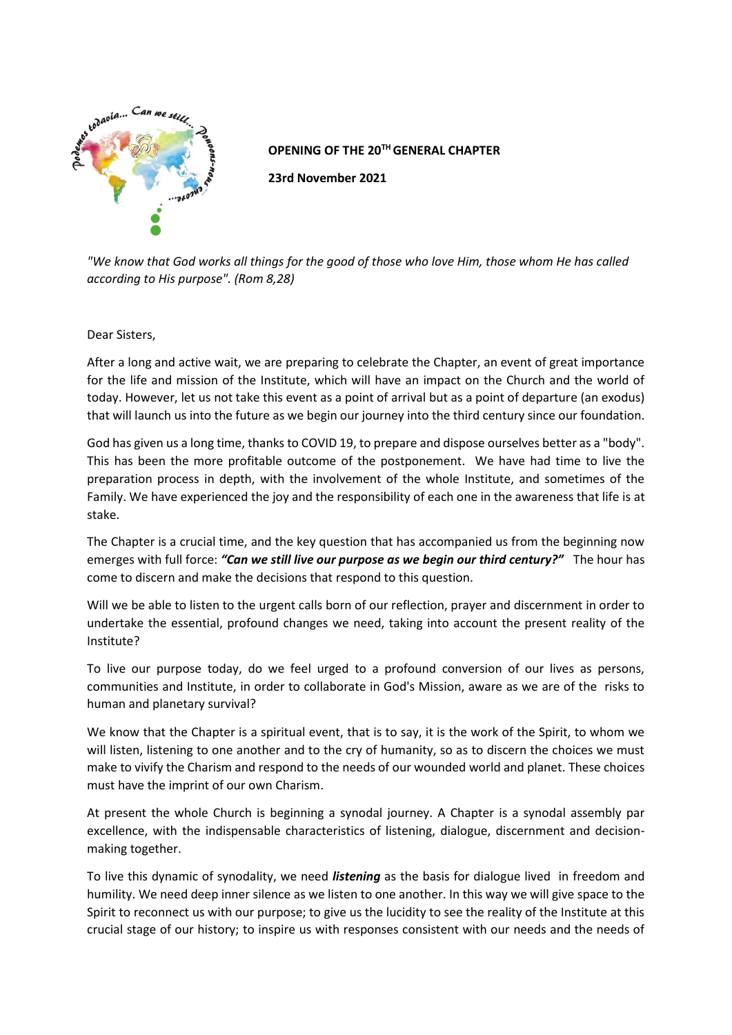**OPENING OF THE 20TH GENERAL CHAPTER**

**23rd November 2021**

*"We know that God works all things for the good of those who love Him, those whom He has called according to His purpose". (Rom 8,28)*

Dear Sisters,

After a long and active wait, we are preparing to celebrate the Chapter, an event of great importance for the life and mission of the Institute, which will have an impact on the Church and the world of today. However, let us not take this event as a point of arrival but as a point of departure (an exodus) that will launch us into the future as we begin our journey into the third century since our foundation.

God has given us a long time, thanks to COVID 19, to prepare and dispose ourselves better as a "body". This has been the more profitable outcome of the postponement. We have had time to live the preparation process in depth, with the involvement of the whole Institute, and sometimes of the Family. We have experienced the joy and the responsibility of each one in the awareness that life is at stake.

The Chapter is a crucial time, and the key question that has accompanied us from the beginning now emerges with full force: ***"Can we still live our purpose as we begin our third century?"*** The hour has come to discern and make the decisions that respond to this question.

Will we be able to listen to the urgent calls born of our reflection, prayer and discernment in order to undertake the essential, profound changes we need, taking into account the present reality of the Institute?

To live our purpose today, do we feel urged to a profound conversion of our lives as persons, communities and Institute, in order to collaborate in God's Mission, aware as we are of the risks to human and planetary survival?

We know that the Chapter is a spiritual event, that is to say, it is the work of the Spirit, to whom we will listen, listening to one another and to the cry of humanity, so as to discern the choices we must make to vivify the Charism and respond to the needs of our wounded world and planet. These choices must have the imprint of our own Charism.

At present the whole Church is beginning a synodal journey. A Chapter is a synodal assembly par excellence, with the indispensable characteristics of listening, dialogue, discernment and decision-making together.

To live this dynamic of synodality, we need ***listening*** as the basis for dialogue lived in freedom and humility. We need deep inner silence as we listen to one another. In this way we will give space to the Spirit to reconnect us with our purpose; to give us the lucidity to see the reality of the Institute at this crucial stage of our history; to inspire us with responses consistent with our needs and the needs of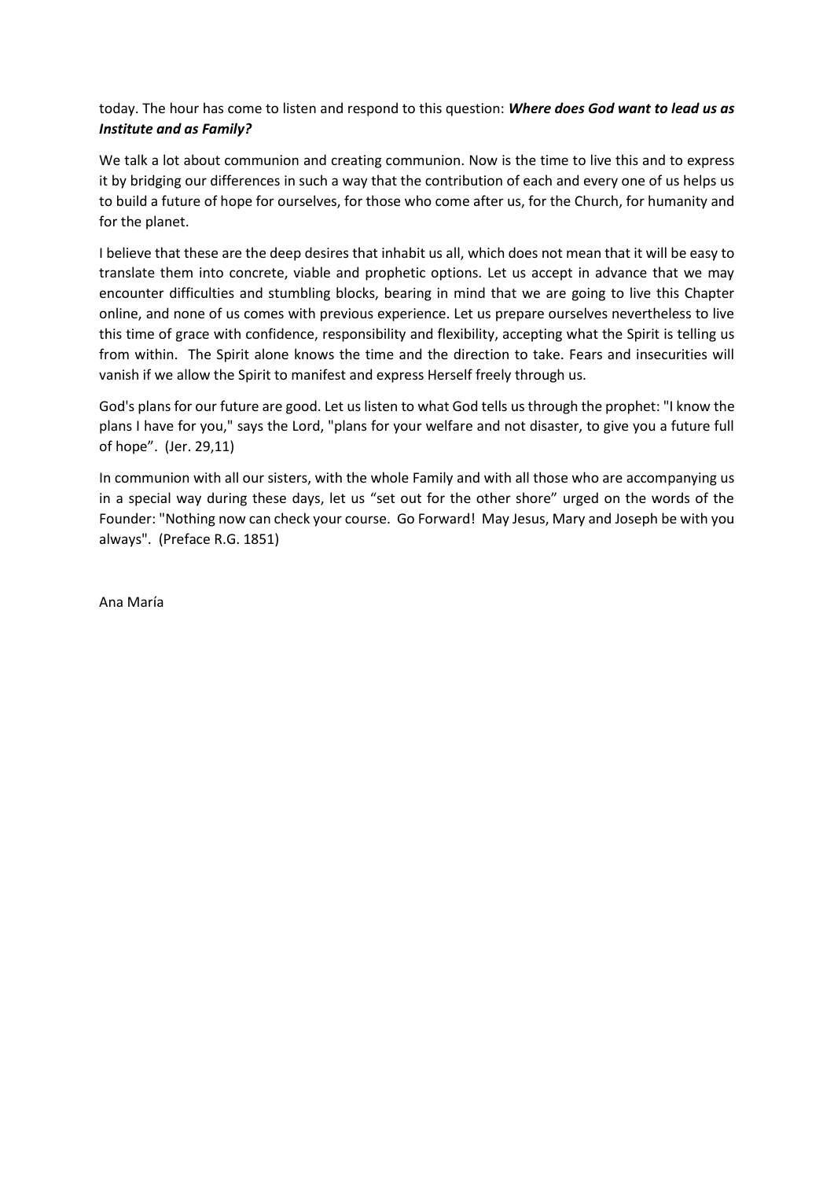today. The hour has come to listen and respond to this question: ***Where does God want to lead us as Institute and as Family?***

We talk a lot about communion and creating communion. Now is the time to live this and to express it by bridging our differences in such a way that the contribution of each and every one of us helps us to build a future of hope for ourselves, for those who come after us, for the Church, for humanity and for the planet.

I believe that these are the deep desires that inhabit us all, which does not mean that it will be easy to translate them into concrete, viable and prophetic options. Let us accept in advance that we may encounter difficulties and stumbling blocks, bearing in mind that we are going to live this Chapter online, and none of us comes with previous experience. Let us prepare ourselves nevertheless to live this time of grace with confidence, responsibility and flexibility, accepting what the Spirit is telling us from within. The Spirit alone knows the time and the direction to take. Fears and insecurities will vanish if we allow the Spirit to manifest and express Herself freely through us.

God's plans for our future are good. Let us listen to what God tells us through the prophet: "I know the plans I have for you," says the Lord, "plans for your welfare and not disaster, to give you a future full of hope". (Jer. 29,11)

In communion with all our sisters, with the whole Family and with all those who are accompanying us in a special way during these days, let us "set out for the other shore" urged on the words of the Founder: "Nothing now can check your course. Go Forward! May Jesus, Mary and Joseph be with you always". (Preface R.G. 1851)

Ana María